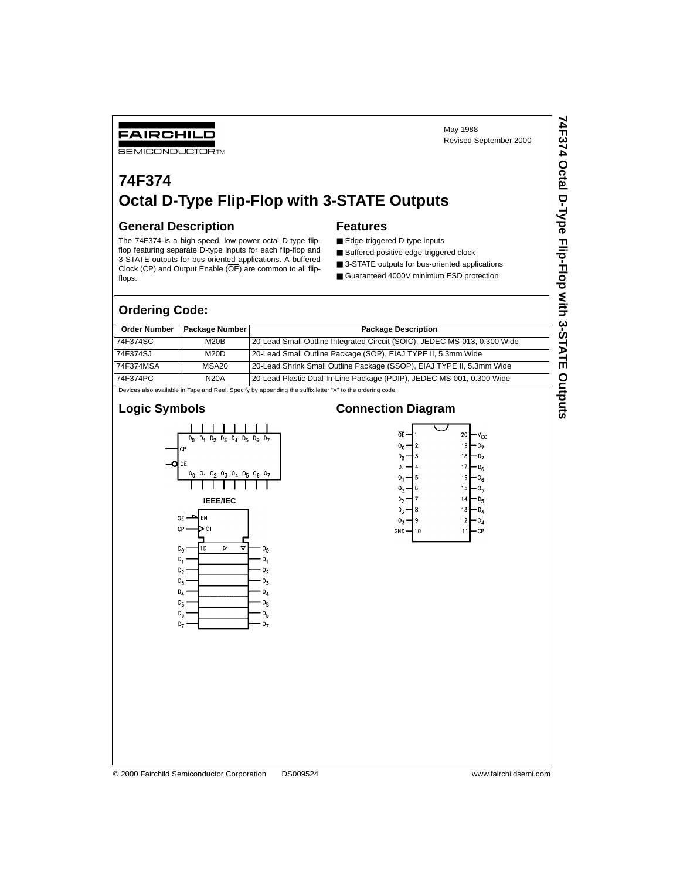FAIRCHILD SEMICONDUCTOR™

May 1988
Revised September 2000

# 74F374
# Octal D-Type Flip-Flop with 3-STATE Outputs

## General Description

The 74F374 is a high-speed, low-power octal D-type flip-flop featuring separate D-type inputs for each flip-flop and 3-STATE outputs for bus-oriented applications. A buffered Clock (CP) and Output Enable ($\overline{OE}$) are common to all flip-flops.

## Features

- Edge-triggered D-type inputs
- Buffered positive edge-triggered clock
- 3-STATE outputs for bus-oriented applications
- Guaranteed 4000V minimum ESD protection

## Ordering Code:

| Order Number | Package Number | Package Description |
|---|---|---|
| 74F374SC | M20B | 20-Lead Small Outline Integrated Circuit (SOIC), JEDEC MS-013, 0.300 Wide |
| 74F374SJ | M20D | 20-Lead Small Outline Package (SOP), EIAJ TYPE II, 5.3mm Wide |
| 74F374MSA | MSA20 | 20-Lead Shrink Small Outline Package (SSOP), EIAJ TYPE II, 5.3mm Wide |
| 74F374PC | N20A | 20-Lead Plastic Dual-In-Line Package (PDIP), JEDEC MS-001, 0.300 Wide |

Devices also available in Tape and Reel. Specify by appending the suffix letter "X" to the ordering code.

## Logic Symbols

IEEE/IEC

## Connection Diagram

| Pin | Name | Pin | Name |
|---|---|---|---|
| 1 | $\overline{OE}$ | 20 | $V_{CC}$ |
| 2 | $O_0$ | 19 | $O_7$ |
| 3 | $D_0$ | 18 | $D_7$ |
| 4 | $D_1$ | 17 | $D_6$ |
| 5 | $O_1$ | 16 | $O_6$ |
| 6 | $O_2$ | 15 | $O_5$ |
| 7 | $D_2$ | 14 | $D_5$ |
| 8 | $D_3$ | 13 | $D_4$ |
| 9 | $O_3$ | 12 | $O_4$ |
| 10 | GND | 11 | CP |

© 2000 Fairchild Semiconductor Corporation DS009524 www.fairchildsemi.com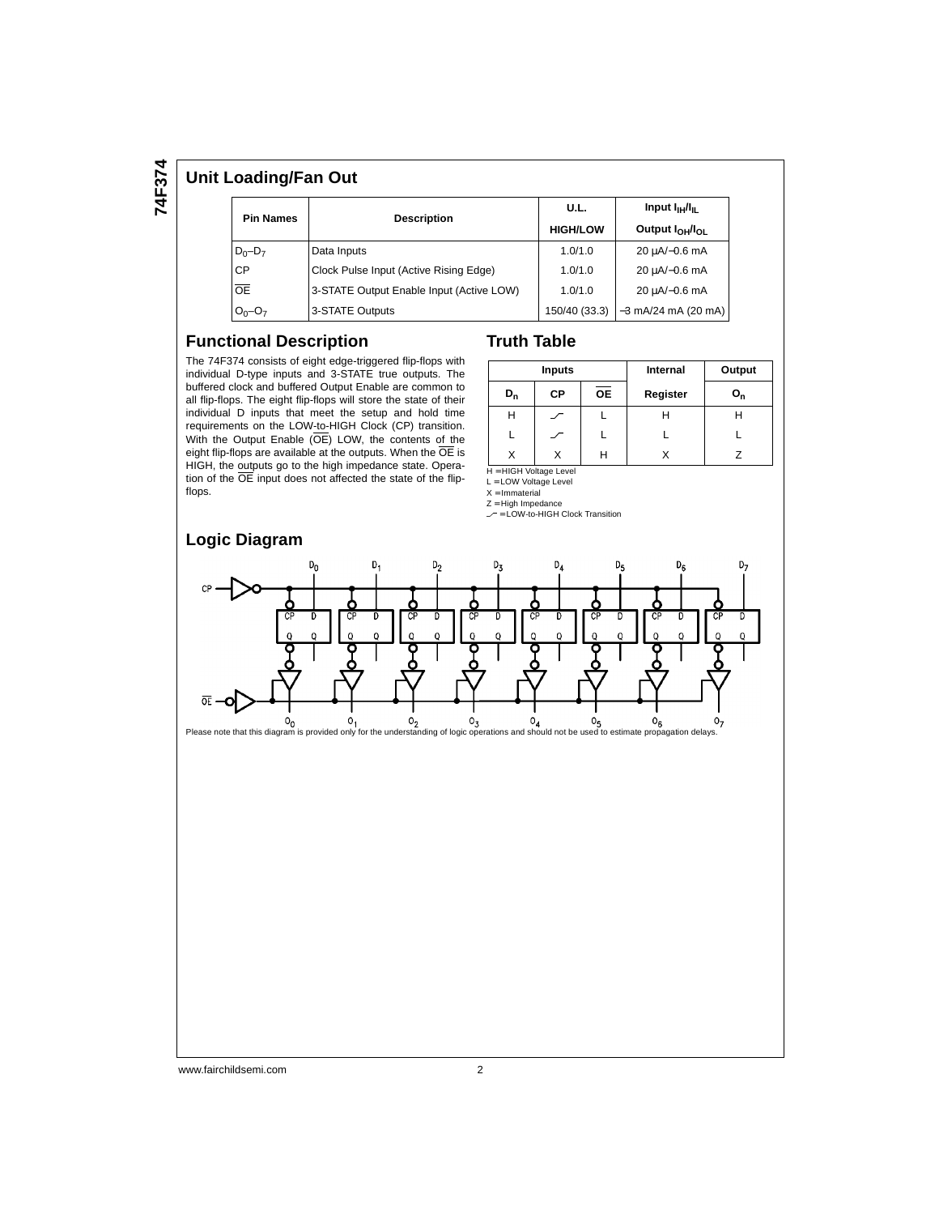## Unit Loading/Fan Out

| Pin Names | Description | U.L. HIGH/LOW | Input $I_{IH}/I_{IL}$ Output $I_{OH}/I_{OL}$ |
|---|---|---|---|
| $D_0$–$D_7$ | Data Inputs | 1.0/1.0 | 20 µA/−0.6 mA |
| CP | Clock Pulse Input (Active Rising Edge) | 1.0/1.0 | 20 µA/−0.6 mA |
| $\overline{OE}$ | 3-STATE Output Enable Input (Active LOW) | 1.0/1.0 | 20 µA/−0.6 mA |
| $O_0$–$O_7$ | 3-STATE Outputs | 150/40 (33.3) | −3 mA/24 mA (20 mA) |

## Functional Description

The 74F374 consists of eight edge-triggered flip-flops with individual D-type inputs and 3-STATE true outputs. The buffered clock and buffered Output Enable are common to all flip-flops. The eight flip-flops will store the state of their individual D inputs that meet the setup and hold time requirements on the LOW-to-HIGH Clock (CP) transition. With the Output Enable ($\overline{OE}$) LOW, the contents of the eight flip-flops are available at the outputs. When the $\overline{OE}$ is HIGH, the outputs go to the high impedance state. Operation of the $\overline{OE}$ input does not affected the state of the flip-flops.

## Truth Table

| Inputs | | | Internal | Output |
|---|---|---|---|---|
| $D_n$ | CP | $\overline{OE}$ | Register | $O_n$ |
| H | ⎍ | L | H | H |
| L | ⎍ | L | L | L |
| X | X | H | X | Z |

H = HIGH Voltage Level
L = LOW Voltage Level
X = Immaterial
Z = High Impedance
⎍ = LOW-to-HIGH Clock Transition

## Logic Diagram

Please note that this diagram is provided only for the understanding of logic operations and should not be used to estimate propagation delays.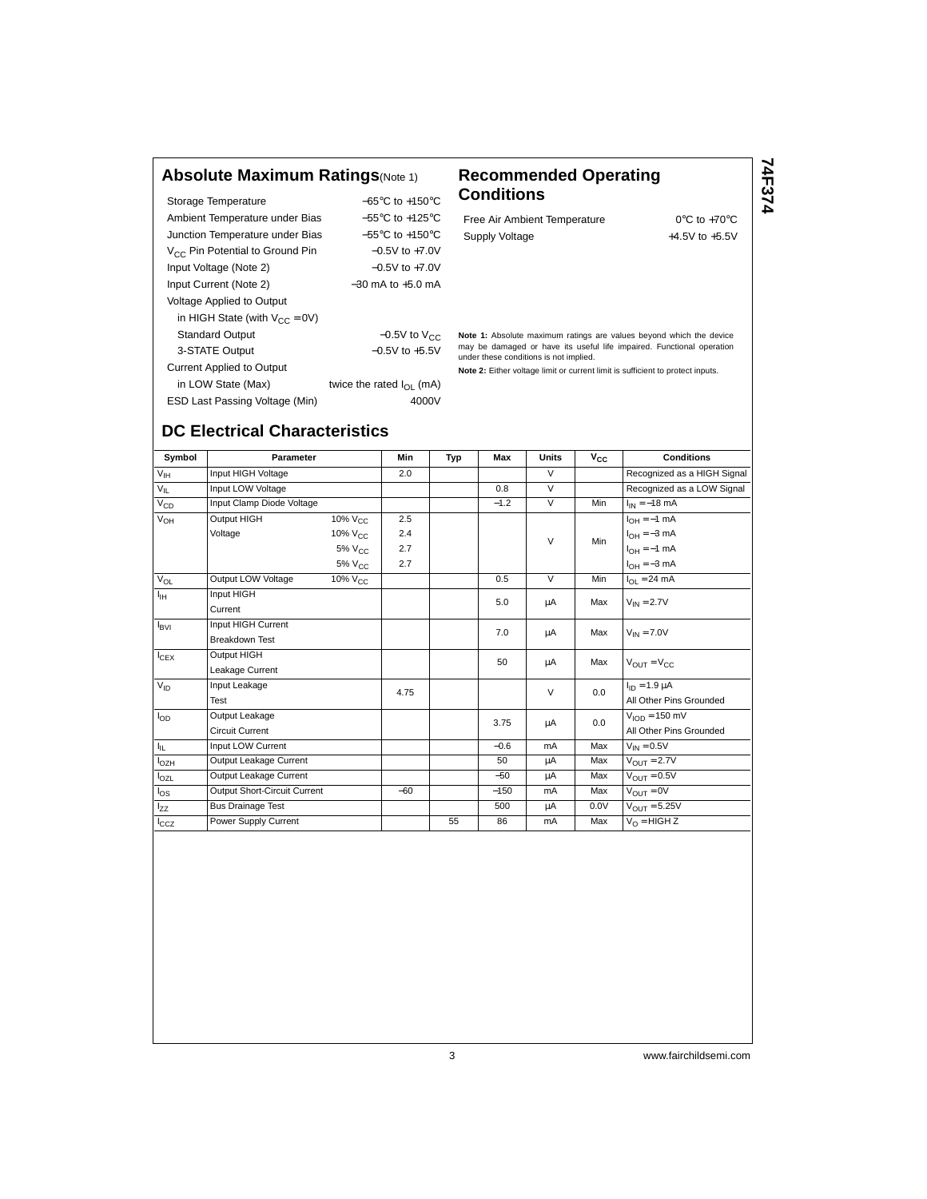## Absolute Maximum Ratings (Note 1)

| | |
|---|---|
| Storage Temperature | −65°C to +150°C |
| Ambient Temperature under Bias | −55°C to +125°C |
| Junction Temperature under Bias | −55°C to +150°C |
| $V_{CC}$ Pin Potential to Ground Pin | −0.5V to +7.0V |
| Input Voltage (Note 2) | −0.5V to +7.0V |
| Input Current (Note 2) | −30 mA to +5.0 mA |
| Voltage Applied to Output | |
| in HIGH State (with $V_{CC}$ = 0V) | |
| Standard Output | −0.5V to $V_{CC}$ |
| 3-STATE Output | −0.5V to +5.5V |
| Current Applied to Output | |
| in LOW State (Max) | twice the rated $I_{OL}$ (mA) |
| ESD Last Passing Voltage (Min) | 4000V |

## Recommended Operating Conditions

| | |
|---|---|
| Free Air Ambient Temperature | 0°C to +70°C |
| Supply Voltage | +4.5V to +5.5V |

**Note 1:** Absolute maximum ratings are values beyond which the device may be damaged or have its useful life impaired. Functional operation under these conditions is not implied.

**Note 2:** Either voltage limit or current limit is sufficient to protect inputs.

## DC Electrical Characteristics

| Symbol | Parameter | | Min | Typ | Max | Units | $V_{CC}$ | Conditions |
|---|---|---|---|---|---|---|---|---|
| $V_{IH}$ | Input HIGH Voltage | | 2.0 | | | V | | Recognized as a HIGH Signal |
| $V_{IL}$ | Input LOW Voltage | | | | 0.8 | V | | Recognized as a LOW Signal |
| $V_{CD}$ | Input Clamp Diode Voltage | | | | −1.2 | V | Min | $I_{IN}$ = −18 mA |
| $V_{OH}$ | Output HIGH Voltage | 10% $V_{CC}$ | 2.5 | | | V | Min | $I_{OH}$ = −1 mA |
| | | 10% $V_{CC}$ | 2.4 | | | | | $I_{OH}$ = −3 mA |
| | | 5% $V_{CC}$ | 2.7 | | | | | $I_{OH}$ = −1 mA |
| | | 5% $V_{CC}$ | 2.7 | | | | | $I_{OH}$ = −3 mA |
| $V_{OL}$ | Output LOW Voltage | 10% $V_{CC}$ | | | 0.5 | V | Min | $I_{OL}$ = 24 mA |
| $I_{IH}$ | Input HIGH Current | | | | 5.0 | µA | Max | $V_{IN}$ = 2.7V |
| $I_{BVI}$ | Input HIGH Current Breakdown Test | | | | 7.0 | µA | Max | $V_{IN}$ = 7.0V |
| $I_{CEX}$ | Output HIGH Leakage Current | | | | 50 | µA | Max | $V_{OUT}$ = $V_{CC}$ |
| $V_{ID}$ | Input Leakage Test | | 4.75 | | | V | 0.0 | $I_{ID}$ = 1.9 µA All Other Pins Grounded |
| $I_{OD}$ | Output Leakage Circuit Current | | | | 3.75 | µA | 0.0 | $V_{IOD}$ = 150 mV All Other Pins Grounded |
| $I_{IL}$ | Input LOW Current | | | | −0.6 | mA | Max | $V_{IN}$ = 0.5V |
| $I_{OZH}$ | Output Leakage Current | | | | 50 | µA | Max | $V_{OUT}$ = 2.7V |
| $I_{OZL}$ | Output Leakage Current | | | | −50 | µA | Max | $V_{OUT}$ = 0.5V |
| $I_{OS}$ | Output Short-Circuit Current | | −60 | | −150 | mA | Max | $V_{OUT}$ = 0V |
| $I_{ZZ}$ | Bus Drainage Test | | | | 500 | µA | 0.0V | $V_{OUT}$ = 5.25V |
| $I_{CCZ}$ | Power Supply Current | | | 55 | 86 | mA | Max | $V_O$ = HIGH Z |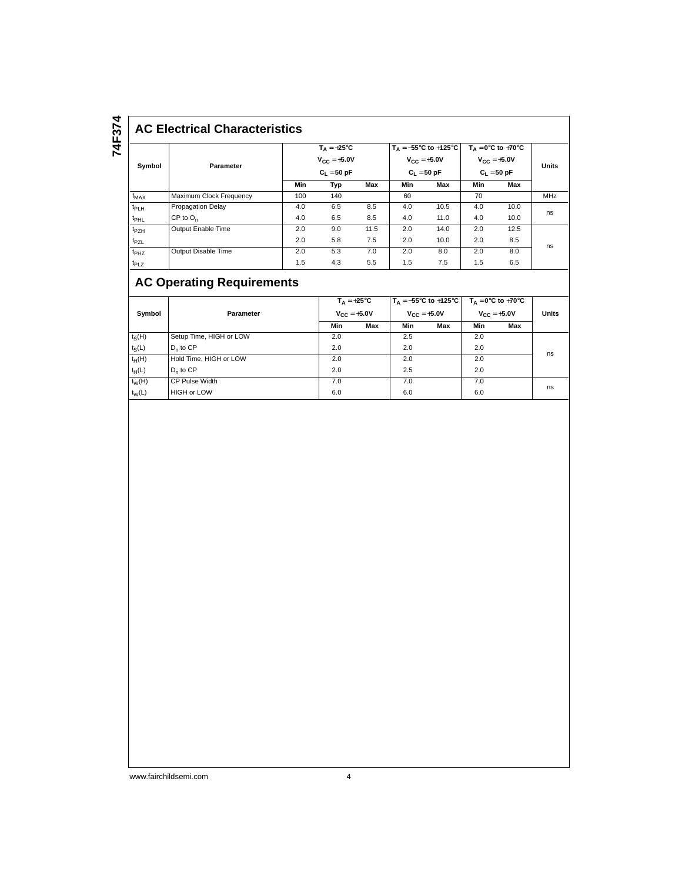## AC Electrical Characteristics

| Symbol | Parameter | $T_A = +25°C$ $V_{CC} = +5.0V$ $C_L = 50$ pF | | | $T_A = -55°C$ to $+125°C$ $V_{CC} = +5.0V$ $C_L = 50$ pF | | $T_A = 0°C$ to $+70°C$ $V_{CC} = +5.0V$ $C_L = 50$ pF | | Units |
|---|---|---|---|---|---|---|---|---|---|
| | | Min | Typ | Max | Min | Max | Min | Max | |
| $f_{MAX}$ | Maximum Clock Frequency | 100 | 140 | | 60 | | 70 | | MHz |
| $t_{PLH}$ | Propagation Delay | 4.0 | 6.5 | 8.5 | 4.0 | 10.5 | 4.0 | 10.0 | ns |
| $t_{PHL}$ | CP to $O_n$ | 4.0 | 6.5 | 8.5 | 4.0 | 11.0 | 4.0 | 10.0 | |
| $t_{PZH}$ | Output Enable Time | 2.0 | 9.0 | 11.5 | 2.0 | 14.0 | 2.0 | 12.5 | ns |
| $t_{PZL}$ | | 2.0 | 5.8 | 7.5 | 2.0 | 10.0 | 2.0 | 8.5 | |
| $t_{PHZ}$ | Output Disable Time | 2.0 | 5.3 | 7.0 | 2.0 | 8.0 | 2.0 | 8.0 | |
| $t_{PLZ}$ | | 1.5 | 4.3 | 5.5 | 1.5 | 7.5 | 1.5 | 6.5 | |

## AC Operating Requirements

| Symbol | Parameter | $T_A = +25°C$ $V_{CC} = +5.0V$ | | $T_A = -55°C$ to $+125°C$ $V_{CC} = +5.0V$ | | $T_A = 0°C$ to $+70°C$ $V_{CC} = +5.0V$ | | Units |
|---|---|---|---|---|---|---|---|---|
| | | Min | Max | Min | Max | Min | Max | |
| $t_S(H)$ | Setup Time, HIGH or LOW | 2.0 | | 2.5 | | 2.0 | | ns |
| $t_S(L)$ | $D_n$ to CP | 2.0 | | 2.0 | | 2.0 | | |
| $t_H(H)$ | Hold Time, HIGH or LOW | 2.0 | | 2.0 | | 2.0 | | |
| $t_H(L)$ | $D_n$ to CP | 2.0 | | 2.5 | | 2.0 | | |
| $t_W(H)$ | CP Pulse Width | 7.0 | | 7.0 | | 7.0 | | ns |
| $t_W(L)$ | HIGH or LOW | 6.0 | | 6.0 | | 6.0 | | |